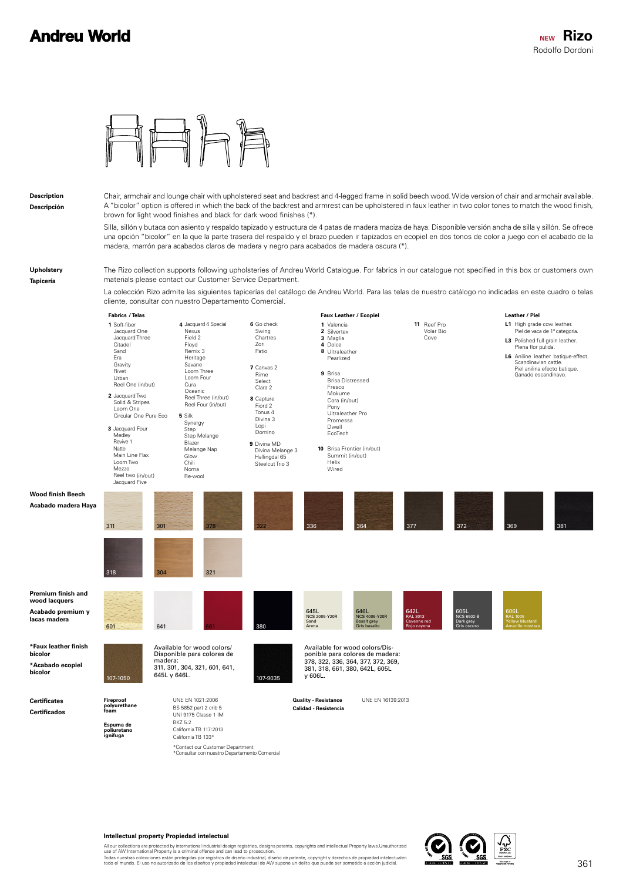# Andreu World

**NEW Rizo**
Rodolfo Dordoni

**Description**
**Descripción**

Chair, armchair and lounge chair with upholstered seat and backrest and 4-legged frame in solid beech wood. Wide version of chair and armchair available. A "bicolor" option is offered in which the back of the backrest and armrest can be upholstered in faux leather in two color tones to match the wood finish, brown for light wood finishes and black for dark wood finishes (*).

Silla, sillón y butaca con asiento y respaldo tapizado y estructura de 4 patas de madera maciza de haya. Disponible versión ancha de silla y sillón. Se ofrece una opción "bicolor" en la que la parte trasera del respaldo y el brazo pueden ir tapizados en ecopiel en dos tonos de color a juego con el acabado de la madera, marrón para acabados claros de madera y negro para acabados de madera oscura (*).

**Upholstery**
**Tapicería**

The Rizo collection supports following upholsteries of Andreu World Catalogue. For fabrics in our catalogue not specified in this box or customers own materials please contact our Customer Service Department.

La colección Rizo admite las siguientes tapicerías del catálogo de Andreu World. Para las telas de nuestro catálogo no indicadas en este cuadro o telas cliente, consultar con nuestro Departamento Comercial.

**Fabrics / Telas**

**1** Soft-fiber, Jacquard One, Jacquard Three, Citadel, Sand, Era, Gravity, Rivet, Urban, Reel One (in/out)

**2** Jacquard Two, Solid & Stripes, Loom One, Circular One Pure Eco

**3** Jacquard Four, Medley, Revive 1, Natte, Main Line Flax, Loom Two, Mezzo, Reel two (in/out), Jacquard Five

**4** Jacquard 4 Special, Nexus, Field 2, Floyd, Remix 3, Heritage, Savane, Loom Three, Loom Four, Cura, Oceanic, Reel Three (in/out), Reel Four (in/out)

**5** Silk, Synergy, Step, Step Melange, Blazer, Melange Nap, Glow, Chili, Noma, Re-wool

**6** Go check, Swing, Chartres, Zori, Patio

**7** Canvas 2, Rime, Select, Clara 2

**8** Capture, Fiord 2, Tonus 4, Divina 3, Lopi, Domino

**9** Divina MD, Divina Melange 3, Hallingdal 65, Steelcut Trio 3

**Faux Leather / Ecopiel**

**1** Valencia
**2** Silvertex
**3** Maglia
**4** Dolce
**8** Ultraleather, Pearlized

**9** Brisa, Brisa Distressed, Fresco, Mokume, Cora (in/out), Pony, Ultraleather Pro, Promessa, Dwell, EcoTech

**10** Brisa Frontier (in/out), Summit (in/out), Helix, Wired

**11** Reef Pro, Volar Bio, Cove

**Leather / Piel**

**L1** High grade cow leather. Piel de vaca de 1ª categoría.

**L3** Polished full grain leather. Plena flor pulida.

**L6** Aniline leather batique-effect. Scandinavian cattle. Piel anilina efecto batique. Ganado escandinavo.

**Wood finish Beech**
**Acabado madera Haya**

311, 301, 378, 322, 336, 364, 377, 372, 369, 381, 318, 304, 321

**Premium finish and wood lacquers**
**Acabado premium y lacas madera**

601, 641, 661, 380, 645L NCS 2005-Y20R Sand Arena, 646L NCS 4005-Y20R Basalt grey Gris basalto, 642L RAL 3013 Cayenne red Rojo cayena, 605L NCS 6502-B Dark grey Gris oscuro, 606L RAL 1005 Yellow Mustard Amarillo mostaza

**\*Faux leather finish bicolor**
**\*Acabado ecopiel bicolor**

107-1050 — Available for wood colors/ Disponible para colores de madera: 311, 301, 304, 321, 601, 641, 645L y 646L.

107-9035 — Available for wood colors/Disponible para colores de madera: 378, 322, 336, 364, 377, 372, 369, 381, 318, 661, 380, 642L, 605L y 606L.

**Certificates**
**Certificados**

**Fireproof polyurethane foam**
**Espuma de poliuretano ignífuga**

UNE EN 1021:2006
BS 5852 part 2 crib 5
UNI 9175 Classe 1 IM
BKZ 5.2
California TB 117:2013
California TB 133*

*Contact our Customer Department
*Consultar con nuestro Departamento Comercial

**Quality - Resistance**
**Calidad - Resistencia**

UNE EN 16139:2013

**Intellectual property Propiedad intelectual**

All our collections are protected by international industrial design registries, designs patents, copyrights and intellectual Property laws.Unauthorized use of AW International Property is a criminal offence and can lead to prosecution.
Todas nuestras colecciones están protegidas por registros de diseño industrial, diseño de patente, copyright y derechos de propiedad intelectualen todo el mundo. El uso no autorizado de los diseños y propiedad intelectual de AW supone un delito que puede ser sometido a acción judicial.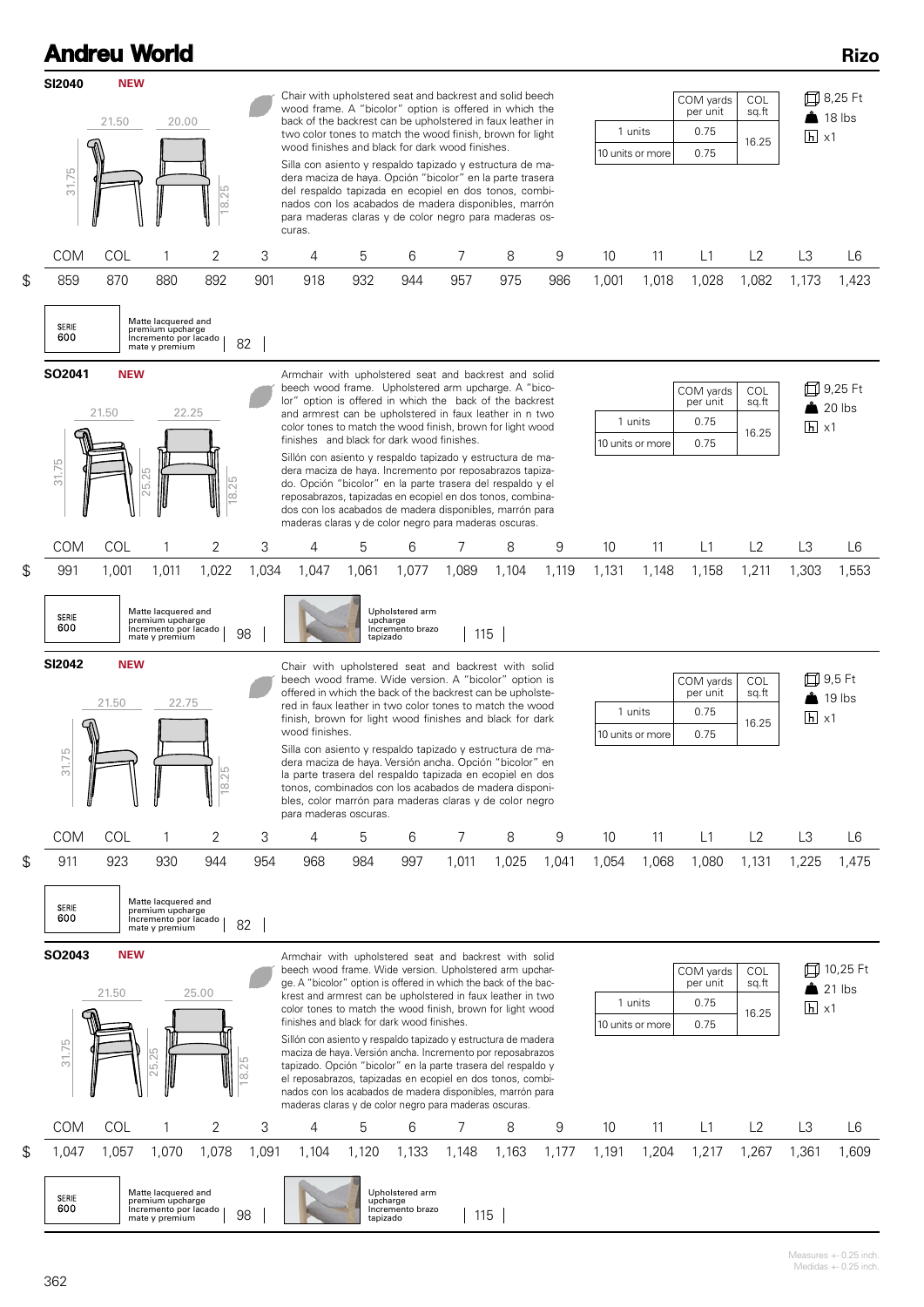# Rizo

## SI2040 NEW

Dimensions: 21.50 / 20.00 / 31.75 / 18.25

Chair with upholstered seat and backrest and solid beech wood frame. A "bicolor" option is offered in which the back of the backrest can be upholstered in faux leather in two color tones to match the wood finish, brown for light wood finishes and black for dark wood finishes.

Silla con asiento y respaldo tapizado y estructura de madera maciza de haya. Opción "bicolor" en la parte trasera del respaldo tapizada en ecopiel en dos tonos, combinados con los acabados de madera disponibles, marrón para maderas claras y de color negro para maderas oscuras.

| | COM yards per unit | COL sq.ft |
|---|---|---|
| 1 units | 0.75 | 16.25 |
| 10 units or more | 0.75 | |

8,25 Ft · 18 lbs · x1

| | COM | COL | 1 | 2 | 3 | 4 | 5 | 6 | 7 | 8 | 9 | 10 | 11 | L1 | L2 | L3 | L6 |
|---|---|---|---|---|---|---|---|---|---|---|---|---|---|---|---|---|---|
| $ | 859 | 870 | 880 | 892 | 901 | 918 | 932 | 944 | 957 | 975 | 986 | 1,001 | 1,018 | 1,028 | 1,082 | 1,173 | 1,423 |

SERIE 600 — Matte lacquered and premium upcharge / Incremento por lacado mate y premium: 82

## SO2041 NEW

Dimensions: 21.50 / 22.25 / 31.75 / 25.25 / 18.25

Armchair with upholstered seat and backrest and solid beech wood frame. Upholstered arm upcharge. A "bicolor" option is offered in which the back of the backrest and armrest can be upholstered in faux leather in n two color tones to match the wood finish, brown for light wood finishes and black for dark wood finishes.

Sillón con asiento y respaldo tapizado y estructura de madera maciza de haya. Incremento por reposabrazos tapizado. Opción "bicolor" en la parte trasera del respaldo y el reposabrazos, tapizadas en ecopiel en dos tonos, combinados con los acabados de madera disponibles, marrón para maderas claras y de color negro para maderas oscuras.

| | COM yards per unit | COL sq.ft |
|---|---|---|
| 1 units | 0.75 | 16.25 |
| 10 units or more | 0.75 | |

9,25 Ft · 20 lbs · x1

| | COM | COL | 1 | 2 | 3 | 4 | 5 | 6 | 7 | 8 | 9 | 10 | 11 | L1 | L2 | L3 | L6 |
|---|---|---|---|---|---|---|---|---|---|---|---|---|---|---|---|---|---|
| $ | 991 | 1,001 | 1,011 | 1,022 | 1,034 | 1,047 | 1,061 | 1,077 | 1,089 | 1,104 | 1,119 | 1,131 | 1,148 | 1,158 | 1,211 | 1,303 | 1,553 |

SERIE 600 — Matte lacquered and premium upcharge / Incremento por lacado mate y premium: 98

Upholstered arm upcharge / Incremento brazo tapizado: 115

## SI2042 NEW

Dimensions: 21.50 / 22.75 / 31.75 / 18.25

Chair with upholstered seat and backrest with solid beech wood frame. Wide version. A "bicolor" option is offered in which the back of the backrest can be upholstered in faux leather in two color tones to match the wood finish, brown for light wood finishes and black for dark wood finishes.

Silla con asiento y respaldo tapizado y estructura de madera maciza de haya. Versión ancha. Opción "bicolor" en la parte trasera del respaldo tapizada en ecopiel en dos tonos, combinados con los acabados de madera disponibles, color marrón para maderas claras y de color negro para maderas oscuras.

| | COM yards per unit | COL sq.ft |
|---|---|---|
| 1 units | 0.75 | 16.25 |
| 10 units or more | 0.75 | |

9,5 Ft · 19 lbs · x1

| | COM | COL | 1 | 2 | 3 | 4 | 5 | 6 | 7 | 8 | 9 | 10 | 11 | L1 | L2 | L3 | L6 |
|---|---|---|---|---|---|---|---|---|---|---|---|---|---|---|---|---|---|
| $ | 911 | 923 | 930 | 944 | 954 | 968 | 984 | 997 | 1,011 | 1,025 | 1,041 | 1,054 | 1,068 | 1,080 | 1,131 | 1,225 | 1,475 |

SERIE 600 — Matte lacquered and premium upcharge / Incremento por lacado mate y premium: 82

## SO2043 NEW

Dimensions: 21.50 / 25.00 / 31.75 / 25.25 / 18.25

Armchair with upholstered seat and backrest with solid beech wood frame. Wide version. Upholstered arm upcharge. A "bicolor" option is offered in which the back of the backrest and armrest can be upholstered in faux leather in two color tones to match the wood finish, brown for light wood finishes and black for dark wood finishes.

Sillón con asiento y respaldo tapizado y estructura de madera maciza de haya. Versión ancha. Incremento por reposabrazos tapizado. Opción "bicolor" en la parte trasera del respaldo y el reposabrazos, tapizadas en ecopiel en dos tonos, combinados con los acabados de madera disponibles, marrón para maderas claras y de color negro para maderas oscuras.

| | COM yards per unit | COL sq.ft |
|---|---|---|
| 1 units | 0.75 | 16.25 |
| 10 units or more | 0.75 | |

10,25 Ft · 21 lbs · x1

| | COM | COL | 1 | 2 | 3 | 4 | 5 | 6 | 7 | 8 | 9 | 10 | 11 | L1 | L2 | L3 | L6 |
|---|---|---|---|---|---|---|---|---|---|---|---|---|---|---|---|---|---|
| $ | 1,047 | 1,057 | 1,070 | 1,078 | 1,091 | 1,104 | 1,120 | 1,133 | 1,148 | 1,163 | 1,177 | 1,191 | 1,204 | 1,217 | 1,267 | 1,361 | 1,609 |

SERIE 600 — Matte lacquered and premium upcharge / Incremento por lacado mate y premium: 98

Upholstered arm upcharge / Incremento brazo tapizado: 115

Measures +- 0.25 inch.
Medidas +- 0.25 inch.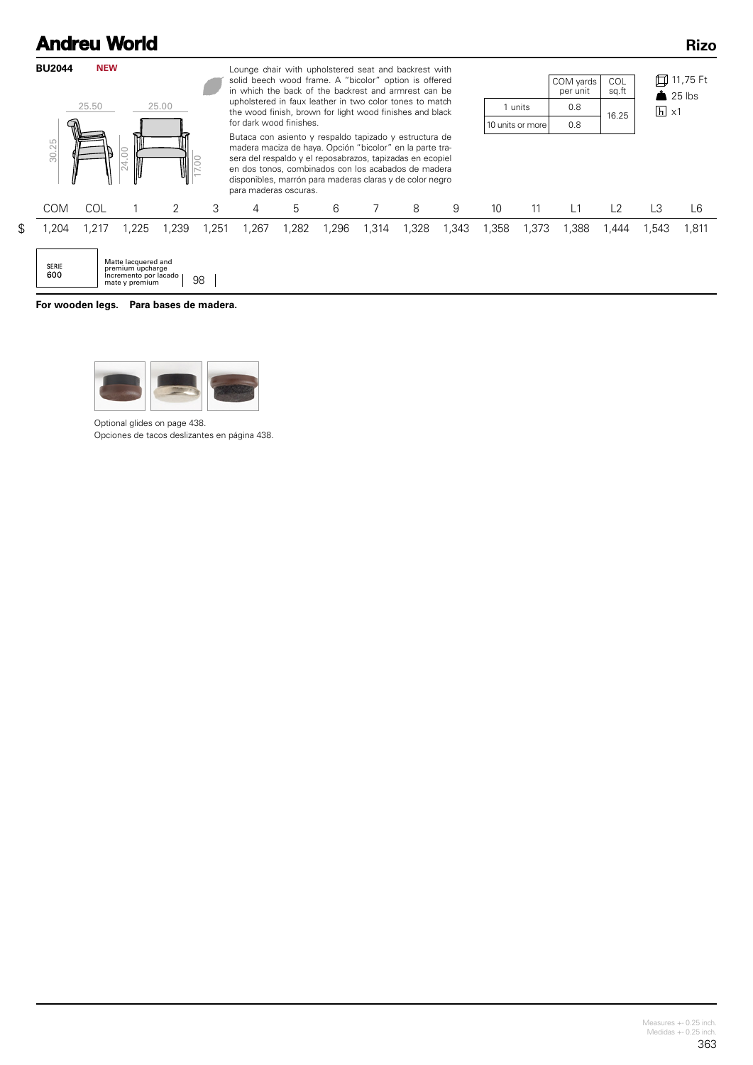**BU2044** **NEW**

25.50 25.00

30.25 24.00 17.00

Lounge chair with upholstered seat and backrest with solid beech wood frame. A "bicolor" option is offered in which the back of the backrest and armrest can be upholstered in faux leather in two color tones to match the wood finish, brown for light wood finishes and black for dark wood finishes.

Butaca con asiento y respaldo tapizado y estructura de madera maciza de haya. Opción "bicolor" en la parte trasera del respaldo y el reposabrazos, tapizadas en ecopiel en dos tonos, combinados con los acabados de madera disponibles, marrón para maderas claras y de color negro para maderas oscuras.

| | COM yards per unit | COL sq.ft |
|---|---|---|
| 1 units | 0.8 | 16.25 |
| 10 units or more | 0.8 | |

11,75 Ft
25 lbs
x1

| | COM | COL | 1 | 2 | 3 | 4 | 5 | 6 | 7 | 8 | 9 | 10 | 11 | L1 | L2 | L3 | L6 |
|---|---|---|---|---|---|---|---|---|---|---|---|---|---|---|---|---|---|
| $ | 1,204 | 1,217 | 1,225 | 1,239 | 1,251 | 1,267 | 1,282 | 1,296 | 1,314 | 1,328 | 1,343 | 1,358 | 1,373 | 1,388 | 1,444 | 1,543 | 1,811 |

| SERIE 600 | Matte lacquered and premium upcharge Incremento por lacado mate y premium | 98 |
|---|---|---|

**For wooden legs. Para bases de madera.**

Optional glides on page 438.
Opciones de tacos deslizantes en página 438.

Measures +- 0.25 inch.
Medidas +- 0.25 inch.